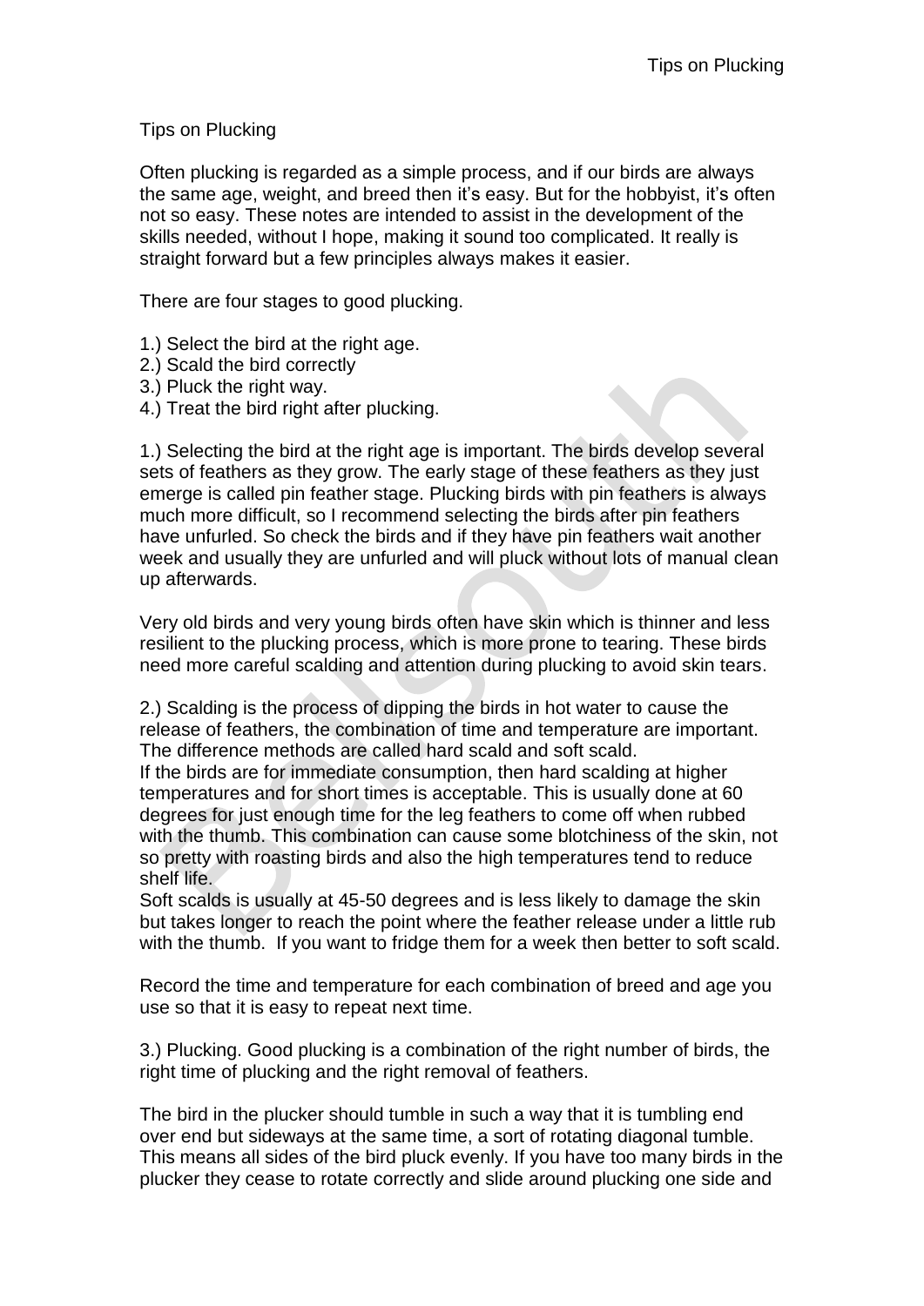# Tips on Plucking

Often plucking is regarded as a simple process, and if our birds are always the same age, weight, and breed then it's easy. But for the hobbyist, it's often not so easy. These notes are intended to assist in the development of the skills needed, without I hope, making it sound too complicated. It really is straight forward but a few principles always makes it easier.

There are four stages to good plucking.

1.) Select the bird at the right age.
2.) Scald the bird correctly
3.) Pluck the right way.
4.) Treat the bird right after plucking.

1.) Selecting the bird at the right age is important. The birds develop several sets of feathers as they grow. The early stage of these feathers as they just emerge is called pin feather stage. Plucking birds with pin feathers is always much more difficult, so I recommend selecting the birds after pin feathers have unfurled. So check the birds and if they have pin feathers wait another week and usually they are unfurled and will pluck without lots of manual clean up afterwards.

Very old birds and very young birds often have skin which is thinner and less resilient to the plucking process, which is more prone to tearing. These birds need more careful scalding and attention during plucking to avoid skin tears.

2.) Scalding is the process of dipping the birds in hot water to cause the release of feathers, the combination of time and temperature are important. The difference methods are called hard scald and soft scald.
If the birds are for immediate consumption, then hard scalding at higher temperatures and for short times is acceptable. This is usually done at 60 degrees for just enough time for the leg feathers to come off when rubbed with the thumb. This combination can cause some blotchiness of the skin, not so pretty with roasting birds and also the high temperatures tend to reduce shelf life.
Soft scalds is usually at 45-50 degrees and is less likely to damage the skin but takes longer to reach the point where the feather release under a little rub with the thumb. If you want to fridge them for a week then better to soft scald.

Record the time and temperature for each combination of breed and age you use so that it is easy to repeat next time.

3.) Plucking. Good plucking is a combination of the right number of birds, the right time of plucking and the right removal of feathers.

The bird in the plucker should tumble in such a way that it is tumbling end over end but sideways at the same time, a sort of rotating diagonal tumble. This means all sides of the bird pluck evenly. If you have too many birds in the plucker they cease to rotate correctly and slide around plucking one side and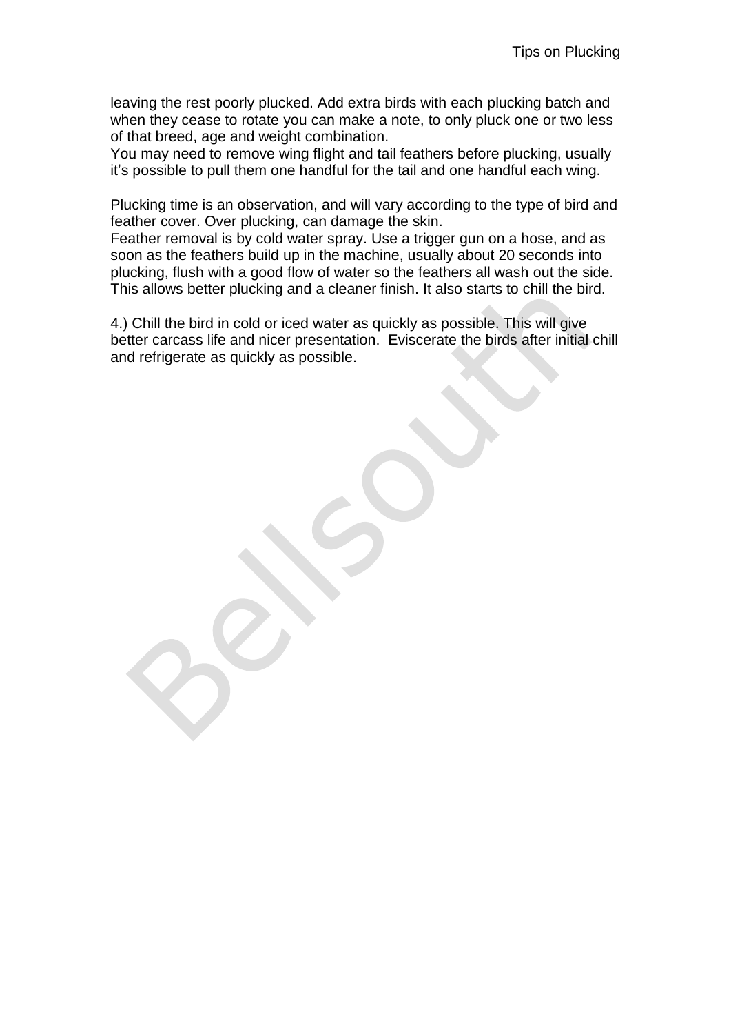leaving the rest poorly plucked. Add extra birds with each plucking batch and when they cease to rotate you can make a note, to only pluck one or two less of that breed, age and weight combination.
You may need to remove wing flight and tail feathers before plucking, usually it's possible to pull them one handful for the tail and one handful each wing.

Plucking time is an observation, and will vary according to the type of bird and feather cover. Over plucking, can damage the skin.
Feather removal is by cold water spray. Use a trigger gun on a hose, and as soon as the feathers build up in the machine, usually about 20 seconds into plucking, flush with a good flow of water so the feathers all wash out the side. This allows better plucking and a cleaner finish. It also starts to chill the bird.

4.) Chill the bird in cold or iced water as quickly as possible. This will give better carcass life and nicer presentation. Eviscerate the birds after initial chill and refrigerate as quickly as possible.